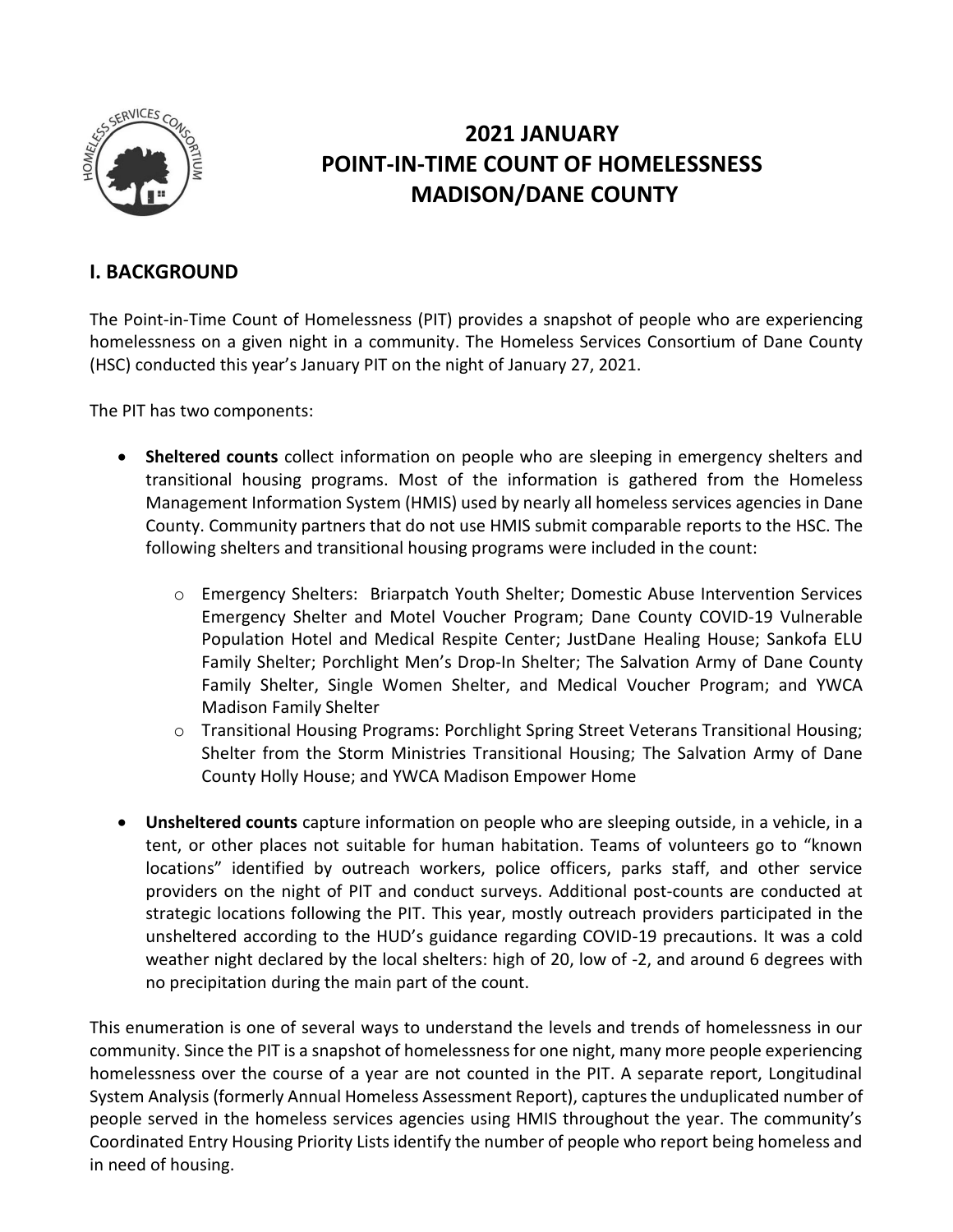# 2021 JANUARY POINT-IN-TIME COUNT OF HOMELESSNESS MADISON/DANE COUNTY

## I. BACKGROUND

The Point-in-Time Count of Homelessness (PIT) provides a snapshot of people who are experiencing homelessness on a given night in a community. The Homeless Services Consortium of Dane County (HSC) conducted this year's January PIT on the night of January 27, 2021.

The PIT has two components:

- **Sheltered counts** collect information on people who are sleeping in emergency shelters and transitional housing programs. Most of the information is gathered from the Homeless Management Information System (HMIS) used by nearly all homeless services agencies in Dane County. Community partners that do not use HMIS submit comparable reports to the HSC. The following shelters and transitional housing programs were included in the count:
    - Emergency Shelters: Briarpatch Youth Shelter; Domestic Abuse Intervention Services Emergency Shelter and Motel Voucher Program; Dane County COVID-19 Vulnerable Population Hotel and Medical Respite Center; JustDane Healing House; Sankofa ELU Family Shelter; Porchlight Men's Drop-In Shelter; The Salvation Army of Dane County Family Shelter, Single Women Shelter, and Medical Voucher Program; and YWCA Madison Family Shelter
    - Transitional Housing Programs: Porchlight Spring Street Veterans Transitional Housing; Shelter from the Storm Ministries Transitional Housing; The Salvation Army of Dane County Holly House; and YWCA Madison Empower Home
- **Unsheltered counts** capture information on people who are sleeping outside, in a vehicle, in a tent, or other places not suitable for human habitation. Teams of volunteers go to "known locations" identified by outreach workers, police officers, parks staff, and other service providers on the night of PIT and conduct surveys. Additional post-counts are conducted at strategic locations following the PIT. This year, mostly outreach providers participated in the unsheltered according to the HUD's guidance regarding COVID-19 precautions. It was a cold weather night declared by the local shelters: high of 20, low of -2, and around 6 degrees with no precipitation during the main part of the count.

This enumeration is one of several ways to understand the levels and trends of homelessness in our community. Since the PIT is a snapshot of homelessness for one night, many more people experiencing homelessness over the course of a year are not counted in the PIT. A separate report, Longitudinal System Analysis (formerly Annual Homeless Assessment Report), captures the unduplicated number of people served in the homeless services agencies using HMIS throughout the year. The community's Coordinated Entry Housing Priority Lists identify the number of people who report being homeless and in need of housing.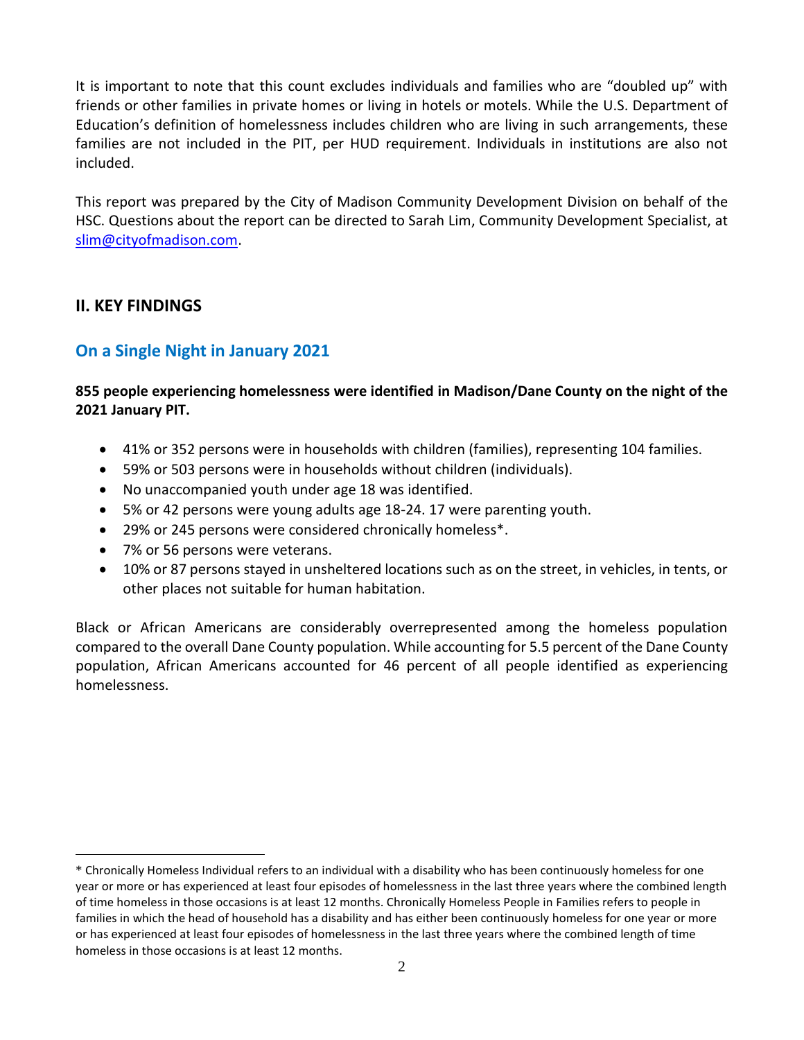It is important to note that this count excludes individuals and families who are "doubled up" with friends or other families in private homes or living in hotels or motels. While the U.S. Department of Education's definition of homelessness includes children who are living in such arrangements, these families are not included in the PIT, per HUD requirement. Individuals in institutions are also not included.

This report was prepared by the City of Madison Community Development Division on behalf of the HSC. Questions about the report can be directed to Sarah Lim, Community Development Specialist, at slim@cityofmadison.com.

## II. KEY FINDINGS

### On a Single Night in January 2021

**855 people experiencing homelessness were identified in Madison/Dane County on the night of the 2021 January PIT.**

- 41% or 352 persons were in households with children (families), representing 104 families.
- 59% or 503 persons were in households without children (individuals).
- No unaccompanied youth under age 18 was identified.
- 5% or 42 persons were young adults age 18-24. 17 were parenting youth.
- 29% or 245 persons were considered chronically homeless*.
- 7% or 56 persons were veterans.
- 10% or 87 persons stayed in unsheltered locations such as on the street, in vehicles, in tents, or other places not suitable for human habitation.

Black or African Americans are considerably overrepresented among the homeless population compared to the overall Dane County population. While accounting for 5.5 percent of the Dane County population, African Americans accounted for 46 percent of all people identified as experiencing homelessness.

---

* Chronically Homeless Individual refers to an individual with a disability who has been continuously homeless for one year or more or has experienced at least four episodes of homelessness in the last three years where the combined length of time homeless in those occasions is at least 12 months. Chronically Homeless People in Families refers to people in families in which the head of household has a disability and has either been continuously homeless for one year or more or has experienced at least four episodes of homelessness in the last three years where the combined length of time homeless in those occasions is at least 12 months.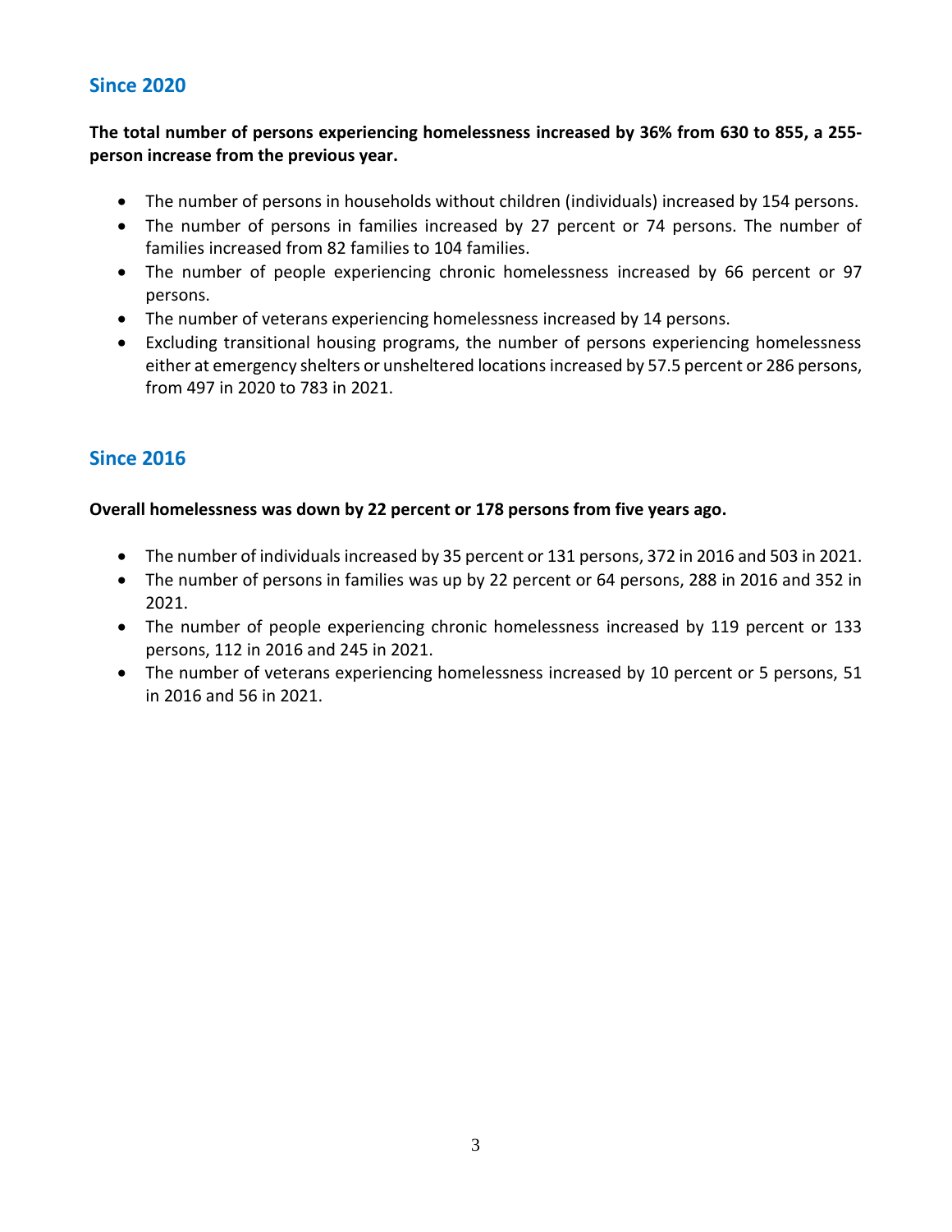## Since 2020

**The total number of persons experiencing homelessness increased by 36% from 630 to 855, a 255-person increase from the previous year.**

- The number of persons in households without children (individuals) increased by 154 persons.
- The number of persons in families increased by 27 percent or 74 persons. The number of families increased from 82 families to 104 families.
- The number of people experiencing chronic homelessness increased by 66 percent or 97 persons.
- The number of veterans experiencing homelessness increased by 14 persons.
- Excluding transitional housing programs, the number of persons experiencing homelessness either at emergency shelters or unsheltered locations increased by 57.5 percent or 286 persons, from 497 in 2020 to 783 in 2021.

## Since 2016

**Overall homelessness was down by 22 percent or 178 persons from five years ago.**

- The number of individuals increased by 35 percent or 131 persons, 372 in 2016 and 503 in 2021.
- The number of persons in families was up by 22 percent or 64 persons, 288 in 2016 and 352 in 2021.
- The number of people experiencing chronic homelessness increased by 119 percent or 133 persons, 112 in 2016 and 245 in 2021.
- The number of veterans experiencing homelessness increased by 10 percent or 5 persons, 51 in 2016 and 56 in 2021.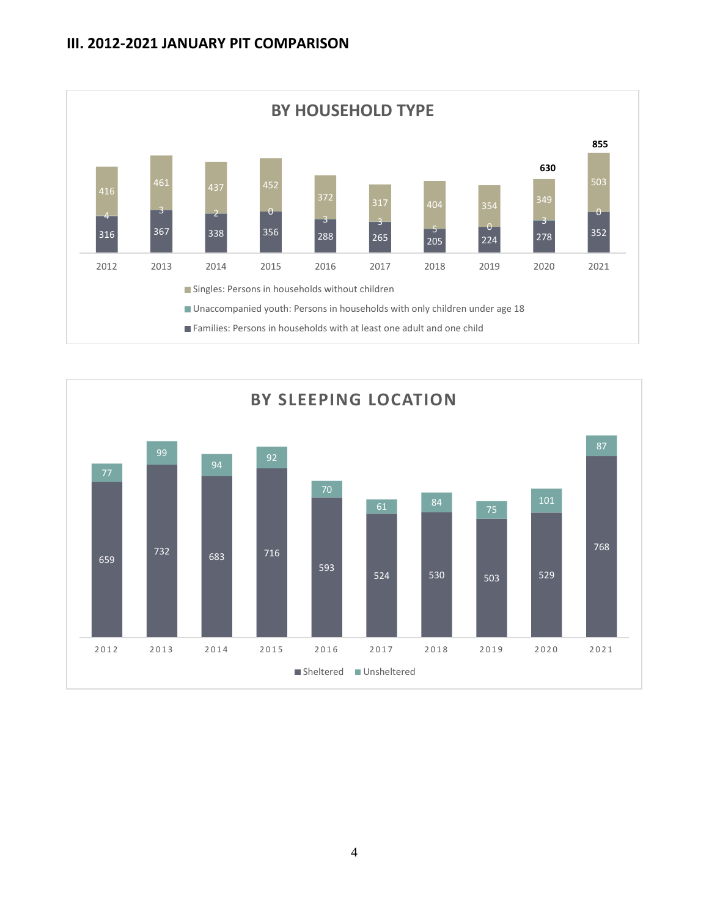## III. 2012-2021 JANUARY PIT COMPARISON

### BY HOUSEHOLD TYPE

| Year | Singles: Persons in households without children | Unaccompanied youth: Persons in households with only children under age 18 | Families: Persons in households with at least one adult and one child | Total |
|---|---|---|---|---|
| 2012 | 416 | 4 | 316 | |
| 2013 | 461 | 3 | 367 | |
| 2014 | 437 | 2 | 338 | |
| 2015 | 452 | 0 | 356 | |
| 2016 | 372 | 3 | 288 | |
| 2017 | 317 | 3 | 265 | |
| 2018 | 404 | 5 | 205 | |
| 2019 | 354 | 0 | 224 | |
| 2020 | 349 | 3 | 278 | 630 |
| 2021 | 503 | 0 | 352 | 855 |

### BY SLEEPING LOCATION

| Year | Sheltered | Unsheltered |
|---|---|---|
| 2012 | 659 | 77 |
| 2013 | 732 | 99 |
| 2014 | 683 | 94 |
| 2015 | 716 | 92 |
| 2016 | 593 | 70 |
| 2017 | 524 | 61 |
| 2018 | 530 | 84 |
| 2019 | 503 | 75 |
| 2020 | 529 | 101 |
| 2021 | 768 | 87 |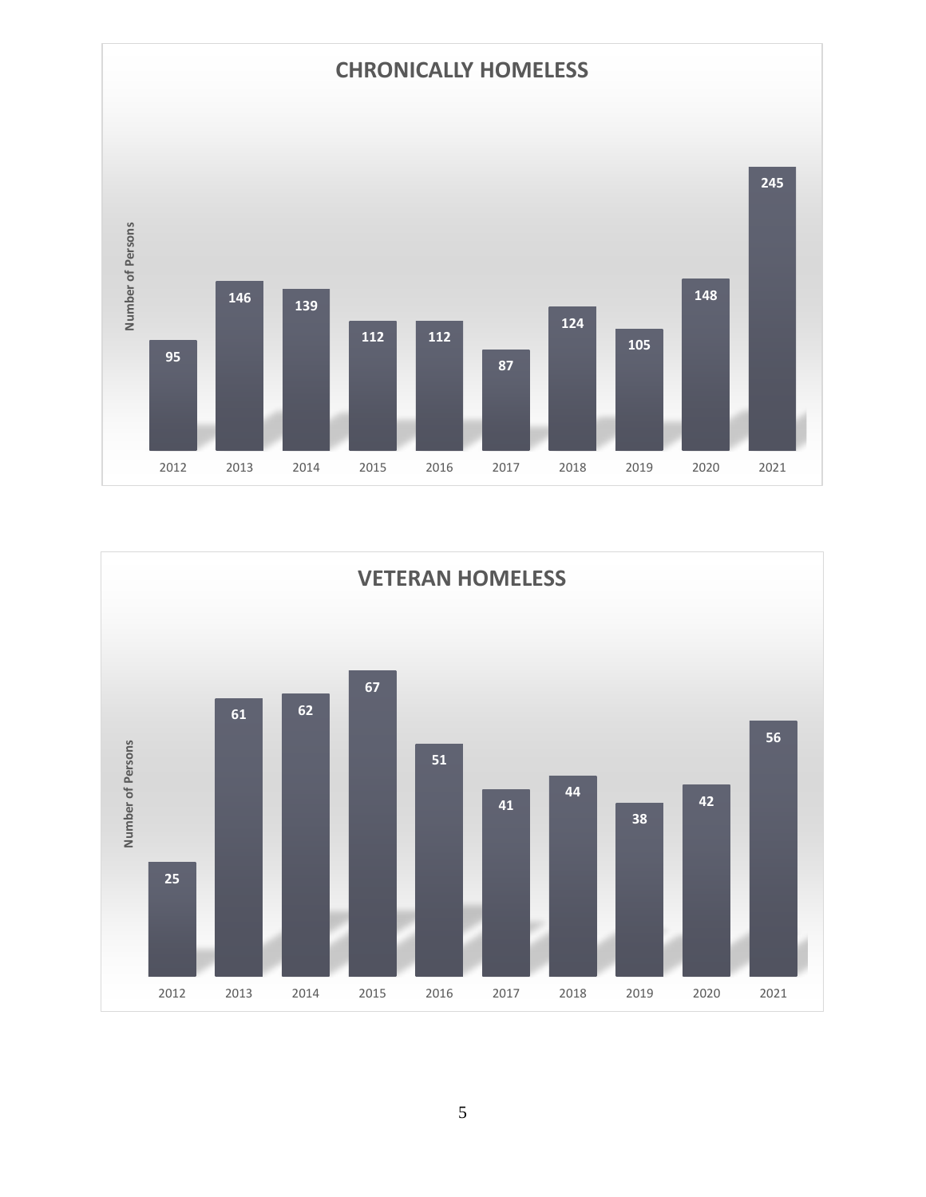## CHRONICALLY HOMELESS

| Year | Number of Persons |
|---|---|
| 2012 | 95 |
| 2013 | 146 |
| 2014 | 139 |
| 2015 | 112 |
| 2016 | 112 |
| 2017 | 87 |
| 2018 | 124 |
| 2019 | 105 |
| 2020 | 148 |
| 2021 | 245 |

## VETERAN HOMELESS

| Year | Number of Persons |
|---|---|
| 2012 | 25 |
| 2013 | 61 |
| 2014 | 62 |
| 2015 | 67 |
| 2016 | 51 |
| 2017 | 41 |
| 2018 | 44 |
| 2019 | 38 |
| 2020 | 42 |
| 2021 | 56 |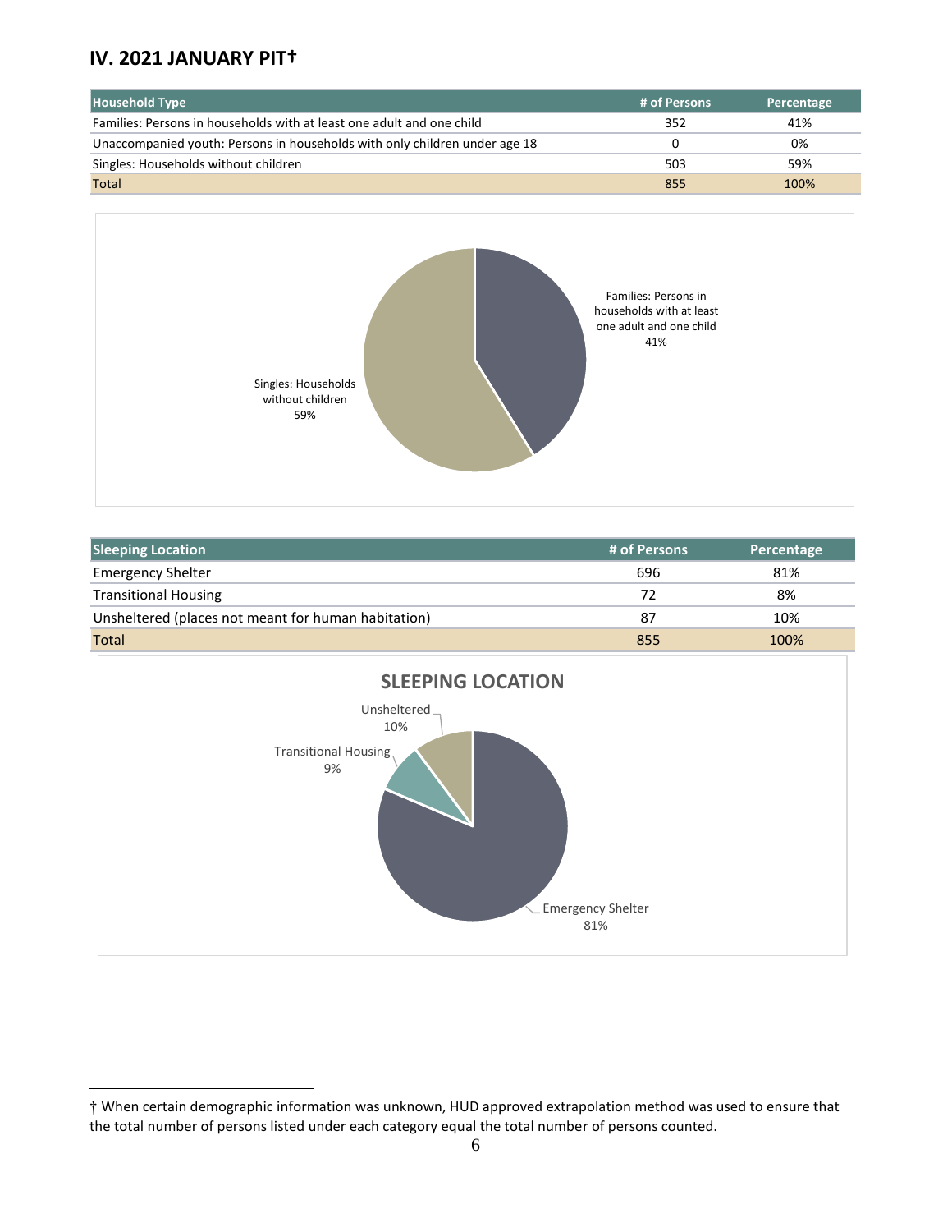## IV. 2021 JANUARY PIT†

| Household Type | # of Persons | Percentage |
|---|---|---|
| Families: Persons in households with at least one adult and one child | 352 | 41% |
| Unaccompanied youth: Persons in households with only children under age 18 | 0 | 0% |
| Singles: Households without children | 503 | 59% |
| Total | 855 | 100% |

| Sleeping Location | # of Persons | Percentage |
|---|---|---|
| Emergency Shelter | 696 | 81% |
| Transitional Housing | 72 | 8% |
| Unsheltered (places not meant for human habitation) | 87 | 10% |
| Total | 855 | 100% |

† When certain demographic information was unknown, HUD approved extrapolation method was used to ensure that the total number of persons listed under each category equal the total number of persons counted.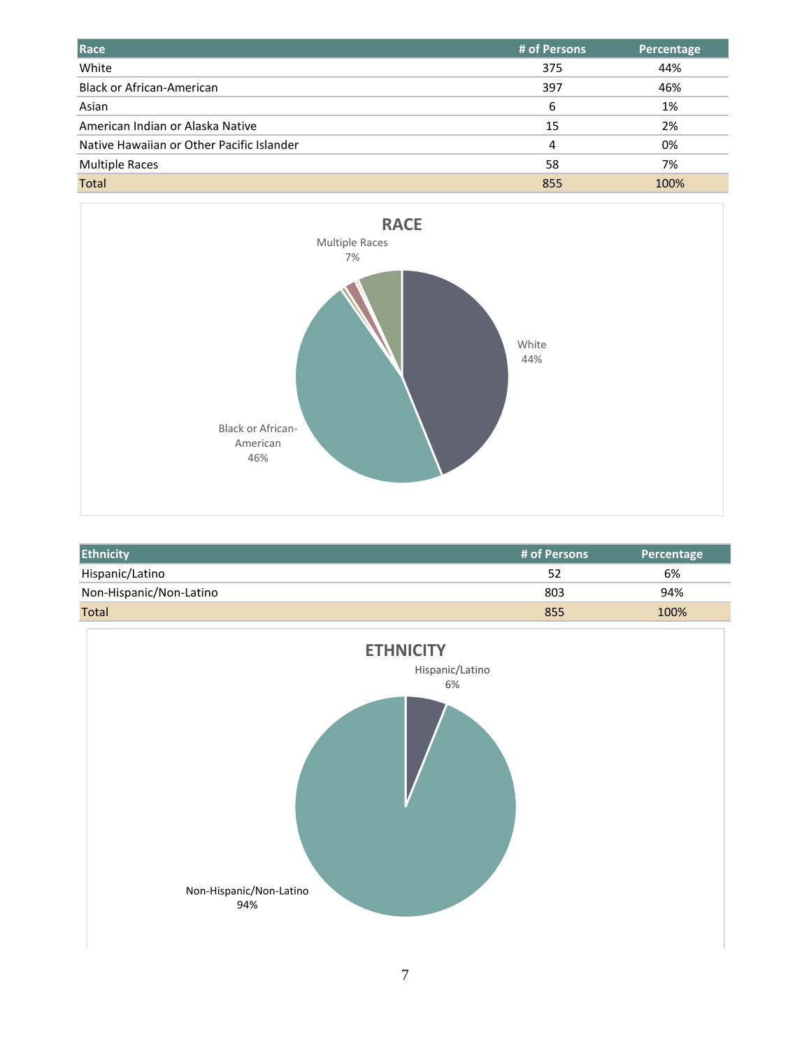| Race | # of Persons | Percentage |
|---|---|---|
| White | 375 | 44% |
| Black or African-American | 397 | 46% |
| Asian | 6 | 1% |
| American Indian or Alaska Native | 15 | 2% |
| Native Hawaiian or Other Pacific Islander | 4 | 0% |
| Multiple Races | 58 | 7% |
| Total | 855 | 100% |

**RACE**

Multiple Races 7%

White 44%

Black or African-American 46%

| Ethnicity | # of Persons | Percentage |
|---|---|---|
| Hispanic/Latino | 52 | 6% |
| Non-Hispanic/Non-Latino | 803 | 94% |
| Total | 855 | 100% |

**ETHNICITY**

Hispanic/Latino 6%

Non-Hispanic/Non-Latino 94%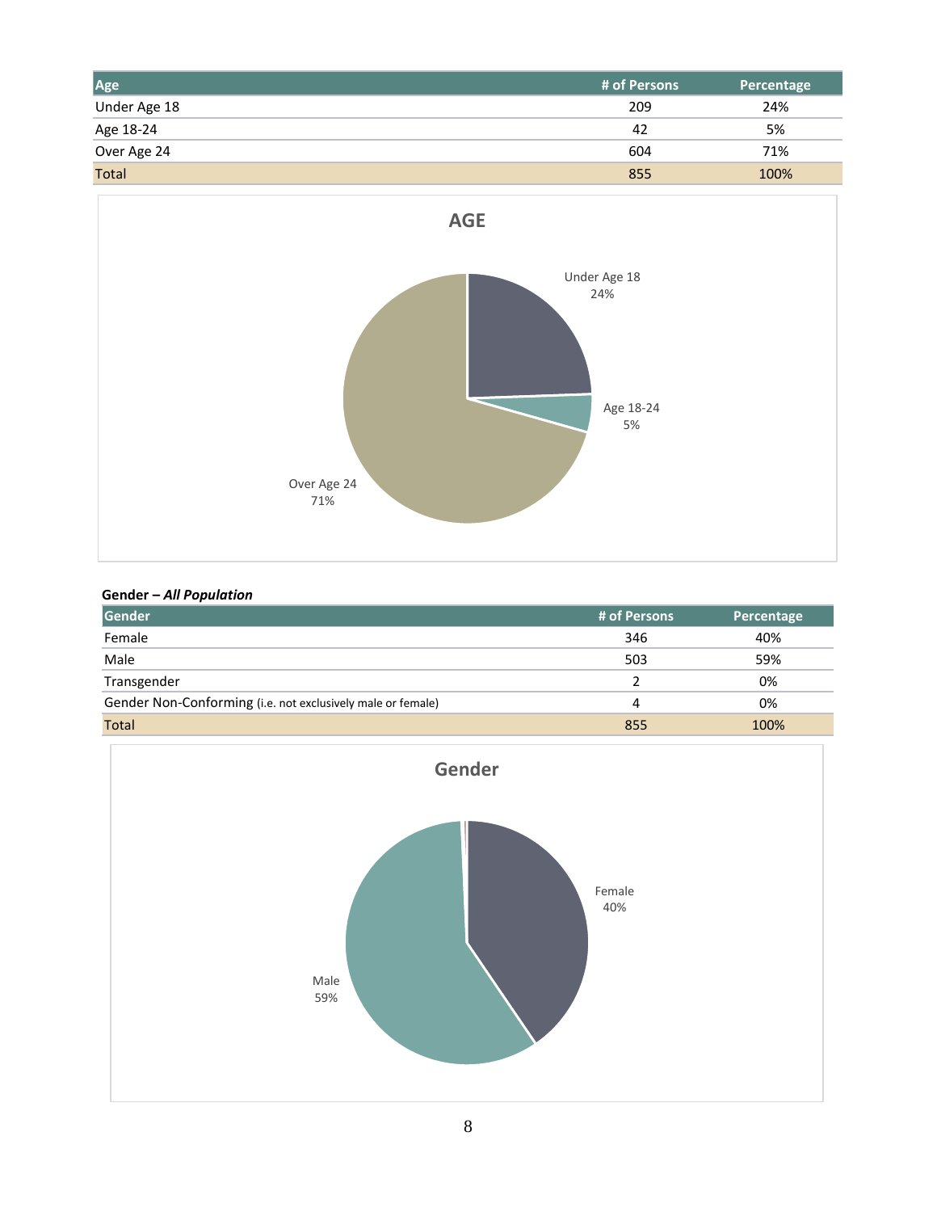| Age | # of Persons | Percentage |
|---|---|---|
| Under Age 18 | 209 | 24% |
| Age 18-24 | 42 | 5% |
| Over Age 24 | 604 | 71% |
| Total | 855 | 100% |

**Gender – *All Population***

| Gender | # of Persons | Percentage |
|---|---|---|
| Female | 346 | 40% |
| Male | 503 | 59% |
| Transgender | 2 | 0% |
| Gender Non-Conforming (i.e. not exclusively male or female) | 4 | 0% |
| Total | 855 | 100% |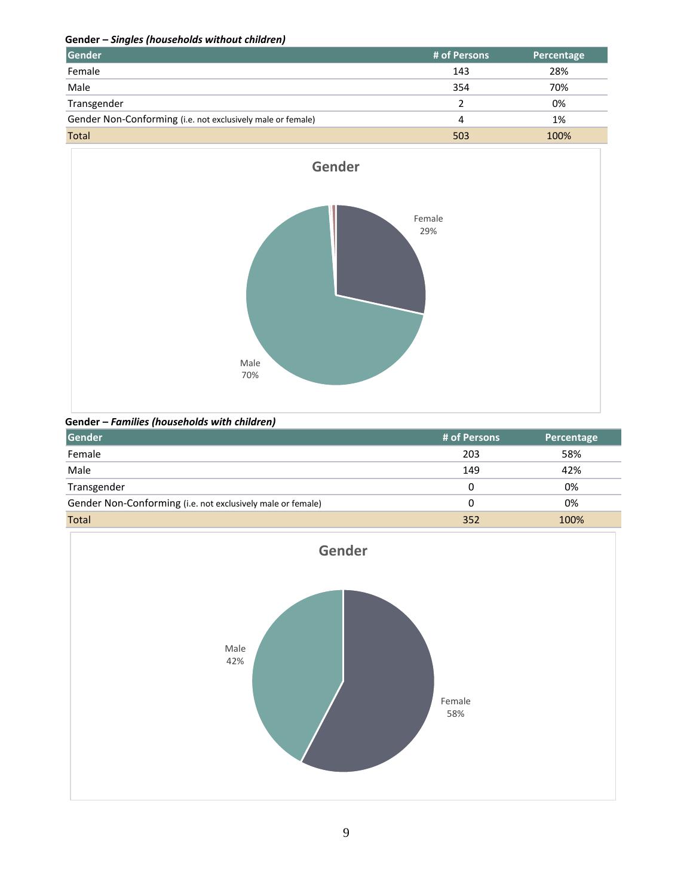**Gender – *Singles (households without children)***

| Gender | # of Persons | Percentage |
|---|---|---|
| Female | 143 | 28% |
| Male | 354 | 70% |
| Transgender | 2 | 0% |
| Gender Non-Conforming (i.e. not exclusively male or female) | 4 | 1% |
| Total | 503 | 100% |

**Gender**

Female 29%

Male 70%

**Gender – *Families (households with children)***

| Gender | # of Persons | Percentage |
|---|---|---|
| Female | 203 | 58% |
| Male | 149 | 42% |
| Transgender | 0 | 0% |
| Gender Non-Conforming (i.e. not exclusively male or female) | 0 | 0% |
| Total | 352 | 100% |

**Gender**

Male 42%

Female 58%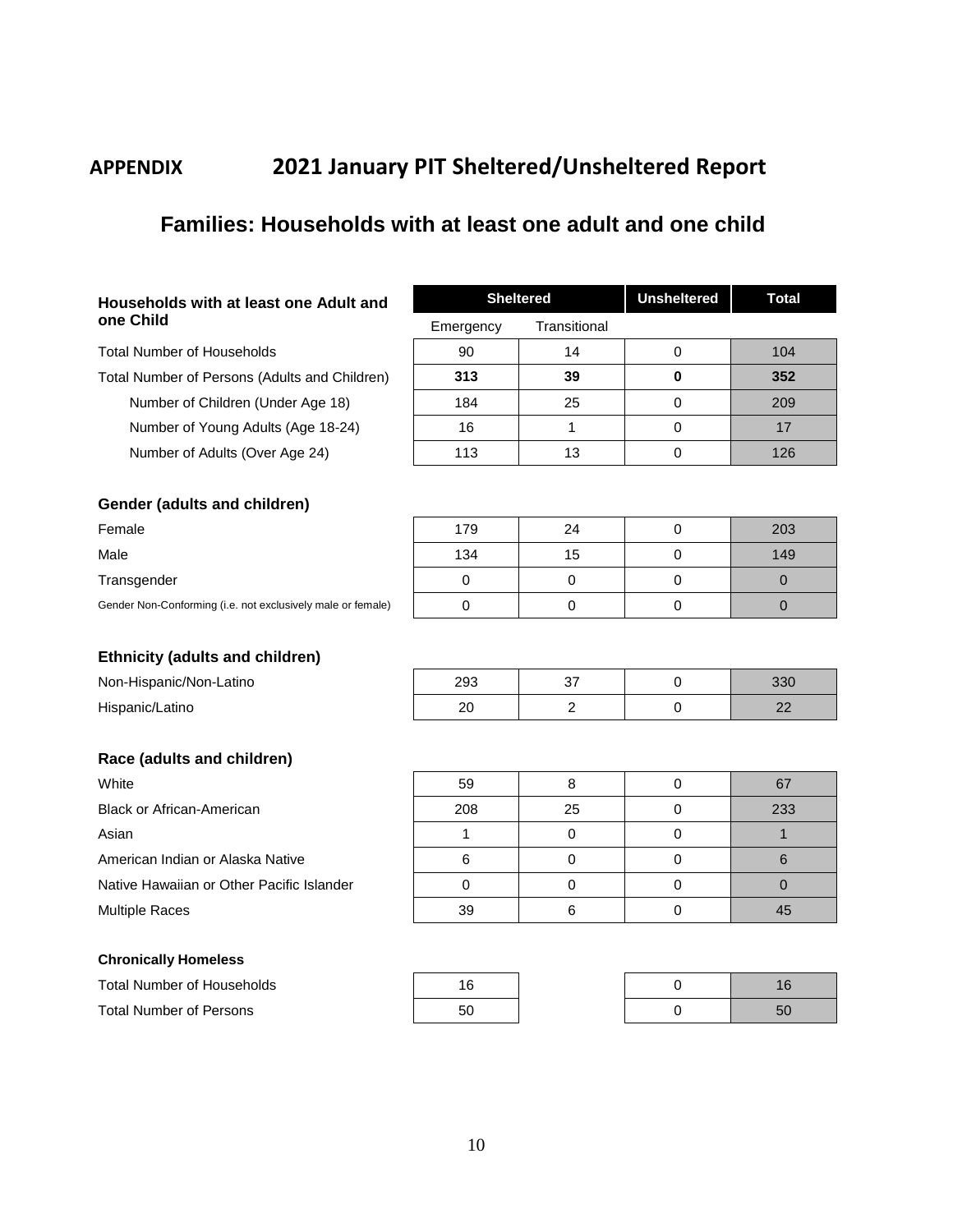## APPENDIX 2021 January PIT Sheltered/Unsheltered Report

### Families: Households with at least one adult and one child

| Households with at least one Adult and one Child | Sheltered | | Unsheltered | Total |
|---|---|---|---|---|
| | Emergency | Transitional | | |
| Total Number of Households | 90 | 14 | 0 | 104 |
| Total Number of Persons (Adults and Children) | **313** | **39** | **0** | **352** |
| Number of Children (Under Age 18) | 184 | 25 | 0 | 209 |
| Number of Young Adults (Age 18-24) | 16 | 1 | 0 | 17 |
| Number of Adults (Over Age 24) | 113 | 13 | 0 | 126 |
| **Gender (adults and children)** | | | | |
| Female | 179 | 24 | 0 | 203 |
| Male | 134 | 15 | 0 | 149 |
| Transgender | 0 | 0 | 0 | 0 |
| Gender Non-Conforming (i.e. not exclusively male or female) | 0 | 0 | 0 | 0 |
| **Ethnicity (adults and children)** | | | | |
| Non-Hispanic/Non-Latino | 293 | 37 | 0 | 330 |
| Hispanic/Latino | 20 | 2 | 0 | 22 |
| **Race (adults and children)** | | | | |
| White | 59 | 8 | 0 | 67 |
| Black or African-American | 208 | 25 | 0 | 233 |
| Asian | 1 | 0 | 0 | 1 |
| American Indian or Alaska Native | 6 | 0 | 0 | 6 |
| Native Hawaiian or Other Pacific Islander | 0 | 0 | 0 | 0 |
| Multiple Races | 39 | 6 | 0 | 45 |
| **Chronically Homeless** | | | | |
| Total Number of Households | 16 | | 0 | 16 |
| Total Number of Persons | 50 | | 0 | 50 |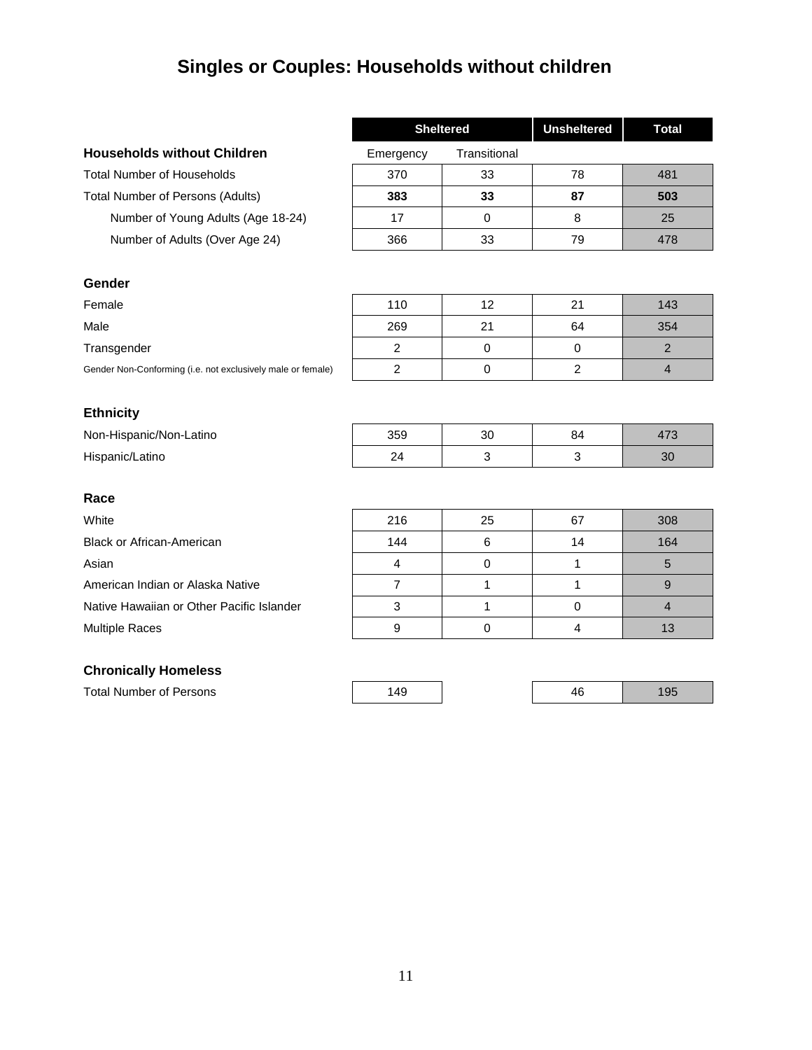# Singles or Couples: Households without children

| | Sheltered | | Unsheltered | Total |
|---|---|---|---|---|
| **Households without Children** | Emergency | Transitional | | |
| Total Number of Households | 370 | 33 | 78 | 481 |
| Total Number of Persons (Adults) | **383** | **33** | **87** | **503** |
| Number of Young Adults (Age 18-24) | 17 | 0 | 8 | 25 |
| Number of Adults (Over Age 24) | 366 | 33 | 79 | 478 |
| **Gender** | | | | |
| Female | 110 | 12 | 21 | 143 |
| Male | 269 | 21 | 64 | 354 |
| Transgender | 2 | 0 | 0 | 2 |
| Gender Non-Conforming (i.e. not exclusively male or female) | 2 | 0 | 2 | 4 |
| **Ethnicity** | | | | |
| Non-Hispanic/Non-Latino | 359 | 30 | 84 | 473 |
| Hispanic/Latino | 24 | 3 | 3 | 30 |
| **Race** | | | | |
| White | 216 | 25 | 67 | 308 |
| Black or African-American | 144 | 6 | 14 | 164 |
| Asian | 4 | 0 | 1 | 5 |
| American Indian or Alaska Native | 7 | 1 | 1 | 9 |
| Native Hawaiian or Other Pacific Islander | 3 | 1 | 0 | 4 |
| Multiple Races | 9 | 0 | 4 | 13 |
| **Chronically Homeless** | | | | |
| Total Number of Persons | 149 | | 46 | 195 |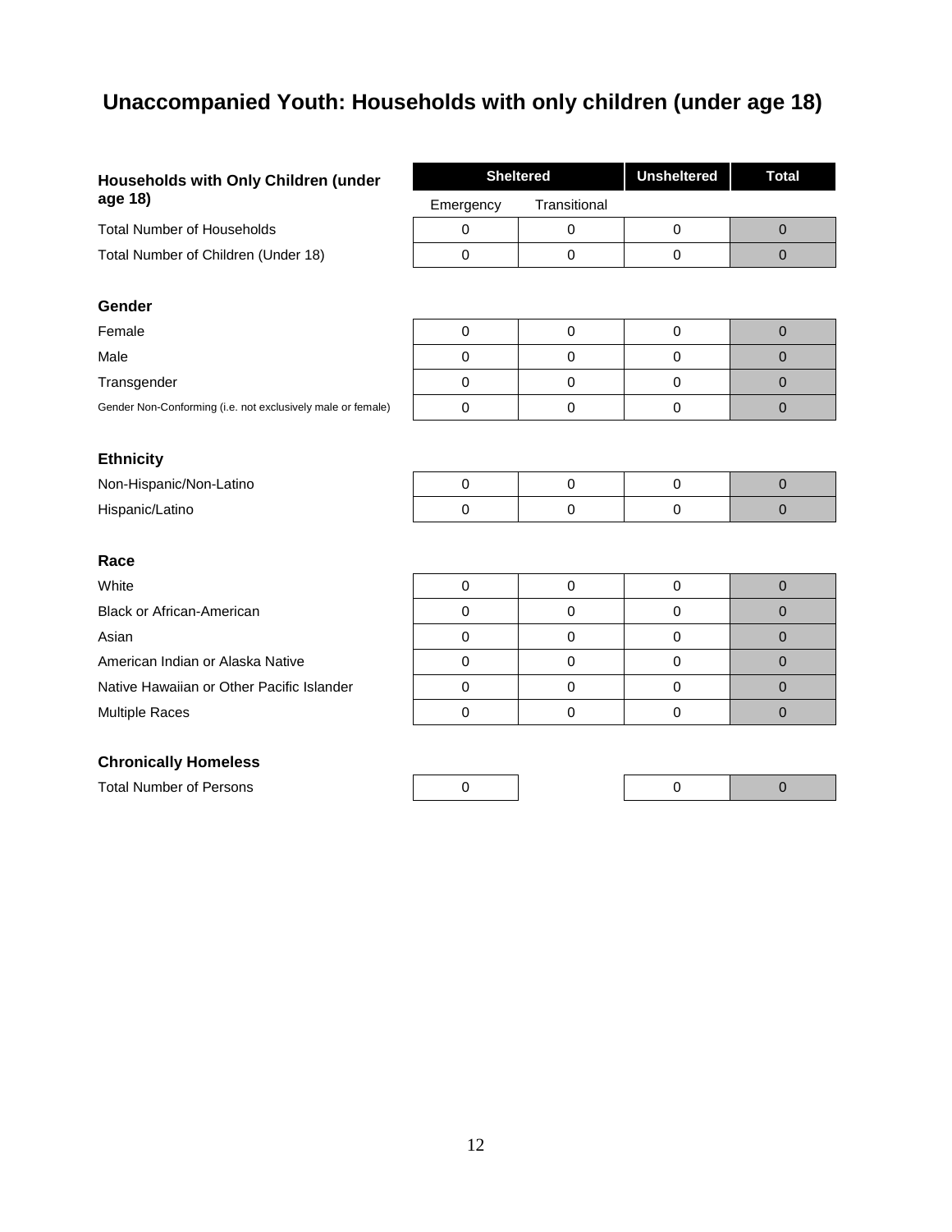# Unaccompanied Youth: Households with only children (under age 18)

| Households with Only Children (under age 18) | Sheltered | | Unsheltered | Total |
|---|---|---|---|---|
| | Emergency | Transitional | | |
| Total Number of Households | 0 | 0 | 0 | 0 |
| Total Number of Children (Under 18) | 0 | 0 | 0 | 0 |

**Gender**

| | | | | |
|---|---|---|---|---|
| Female | 0 | 0 | 0 | 0 |
| Male | 0 | 0 | 0 | 0 |
| Transgender | 0 | 0 | 0 | 0 |
| Gender Non-Conforming (i.e. not exclusively male or female) | 0 | 0 | 0 | 0 |

**Ethnicity**

| | | | | |
|---|---|---|---|---|
| Non-Hispanic/Non-Latino | 0 | 0 | 0 | 0 |
| Hispanic/Latino | 0 | 0 | 0 | 0 |

**Race**

| | | | | |
|---|---|---|---|---|
| White | 0 | 0 | 0 | 0 |
| Black or African-American | 0 | 0 | 0 | 0 |
| Asian | 0 | 0 | 0 | 0 |
| American Indian or Alaska Native | 0 | 0 | 0 | 0 |
| Native Hawaiian or Other Pacific Islander | 0 | 0 | 0 | 0 |
| Multiple Races | 0 | 0 | 0 | 0 |

**Chronically Homeless**

| | | | | |
|---|---|---|---|---|
| Total Number of Persons | 0 | | 0 | 0 |